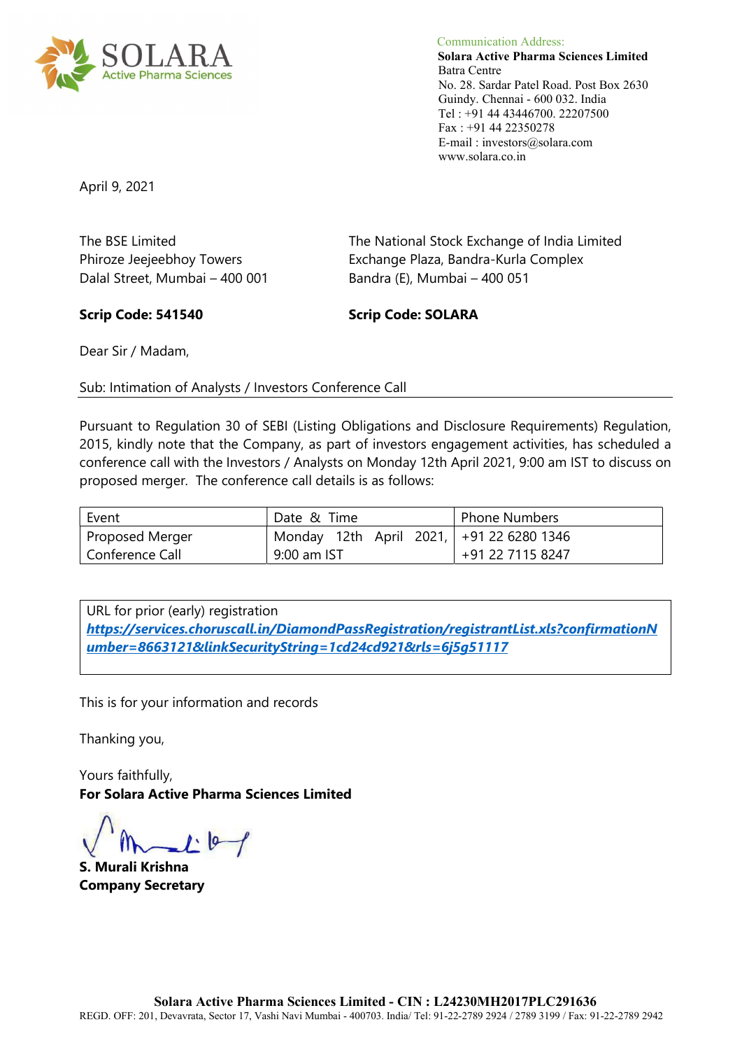SOLARA
Active Pharma Sciences

Communication Address:
**Solara Active Pharma Sciences Limited**
Batra Centre
No. 28. Sardar Patel Road. Post Box 2630
Guindy. Chennai - 600 032. India
Tel : +91 44 43446700. 22207500
Fax : +91 44 22350278
E-mail : investors@solara.com
www.solara.co.in

April 9, 2021

The BSE Limited
Phiroze Jeejeebhoy Towers
Dalal Street, Mumbai – 400 001

**Scrip Code: 541540**

The National Stock Exchange of India Limited
Exchange Plaza, Bandra-Kurla Complex
Bandra (E), Mumbai – 400 051

**Scrip Code: SOLARA**

Dear Sir / Madam,

Sub: Intimation of Analysts / Investors Conference Call

Pursuant to Regulation 30 of SEBI (Listing Obligations and Disclosure Requirements) Regulation, 2015, kindly note that the Company, as part of investors engagement activities, has scheduled a conference call with the Investors / Analysts on Monday 12th April 2021, 9:00 am IST to discuss on proposed merger. The conference call details is as follows:

| Event | Date & Time | Phone Numbers |
|---|---|---|
| Proposed Merger Conference Call | Monday 12th April 2021, 9:00 am IST | +91 22 6280 1346<br>+91 22 7115 8247 |

URL for prior (early) registration
***https://services.choruscall.in/DiamondPassRegistration/registrantList.xls?confirmationNumber=8663121&linkSecurityString=1cd24cd921&rls=6j5g51117***

This is for your information and records

Thanking you,

Yours faithfully,
**For Solara Active Pharma Sciences Limited**

**S. Murali Krishna**
**Company Secretary**

**Solara Active Pharma Sciences Limited - CIN : L24230MH2017PLC291636**
REGD. OFF: 201, Devavrata, Sector 17, Vashi Navi Mumbai - 400703. India/ Tel: 91-22-2789 2924 / 2789 3199 / Fax: 91-22-2789 2942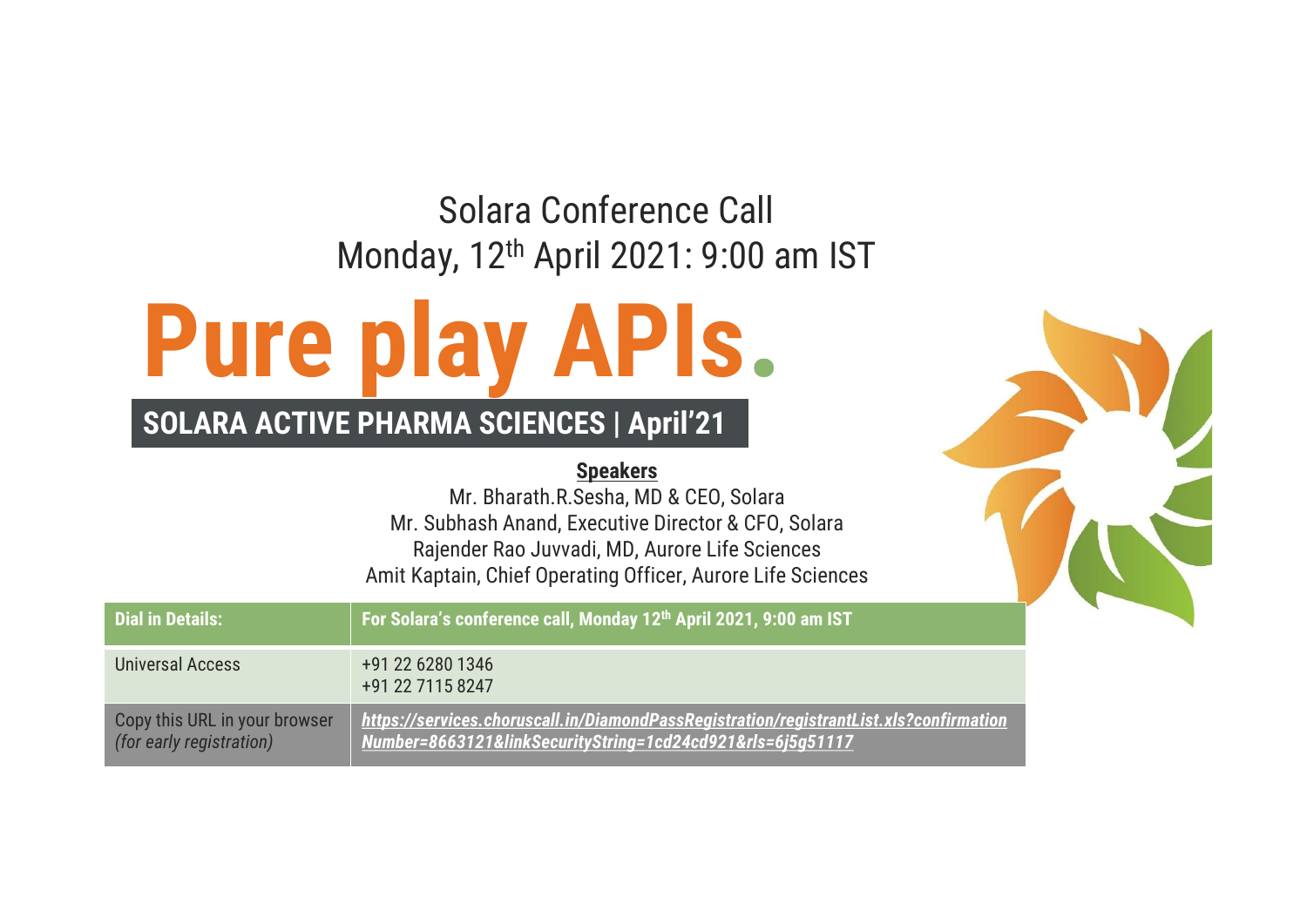Solara Conference Call

Monday, 12th April 2021: 9:00 am IST

# Pure play APIs.

## SOLARA ACTIVE PHARMA SCIENCES | April'21

**Speakers**

Mr. Bharath.R.Sesha, MD & CEO, Solara

Mr. Subhash Anand, Executive Director & CFO, Solara

Rajender Rao Juvvadi, MD, Aurore Life Sciences

Amit Kaptain, Chief Operating Officer, Aurore Life Sciences

| Dial in Details: | For Solara's conference call, Monday 12th April 2021, 9:00 am IST |
|---|---|
| Universal Access | +91 22 6280 1346<br>+91 22 7115 8247 |
| Copy this URL in your browser *(for early registration)* | https://services.choruscall.in/DiamondPassRegistration/registrantList.xls?confirmationNumber=8663121&linkSecurityString=1cd24cd921&rls=6j5g51117 |